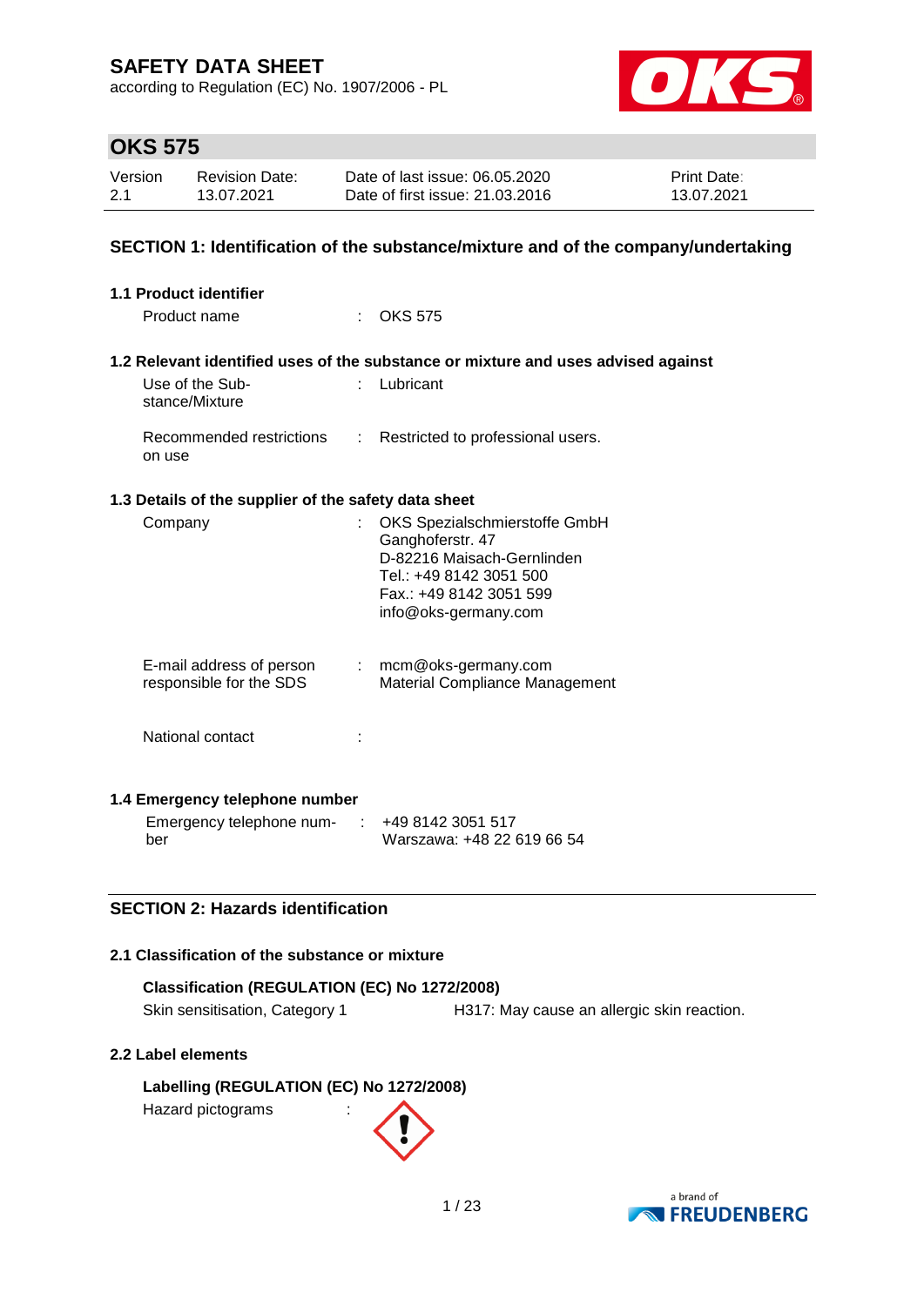# SAFETY DATA SHEET

according to Regulation (EC) No. 1907/2006 - PL

## OKS 575

| Version | Revision Date: | Date of last issue: 06.05.2020 | Print Date: |
|---|---|---|---|
| 2.1 | 13.07.2021 | Date of first issue: 21.03.2016 | 13.07.2021 |

## SECTION 1: Identification of the substance/mixture and of the company/undertaking

### 1.1 Product identifier

Product name : OKS 575

### 1.2 Relevant identified uses of the substance or mixture and uses advised against

Use of the Substance/Mixture : Lubricant

Recommended restrictions on use : Restricted to professional users.

### 1.3 Details of the supplier of the safety data sheet

Company : OKS Spezialschmierstoffe GmbH
Ganghoferstr. 47
D-82216 Maisach-Gernlinden
Tel.: +49 8142 3051 500
Fax.: +49 8142 3051 599
info@oks-germany.com

E-mail address of person responsible for the SDS : mcm@oks-germany.com
Material Compliance Management

National contact :

### 1.4 Emergency telephone number

Emergency telephone number : +49 8142 3051 517
Warszawa: +48 22 619 66 54

## SECTION 2: Hazards identification

### 2.1 Classification of the substance or mixture

**Classification (REGULATION (EC) No 1272/2008)**

Skin sensitisation, Category 1 — H317: May cause an allergic skin reaction.

### 2.2 Label elements

**Labelling (REGULATION (EC) No 1272/2008)**

Hazard pictograms :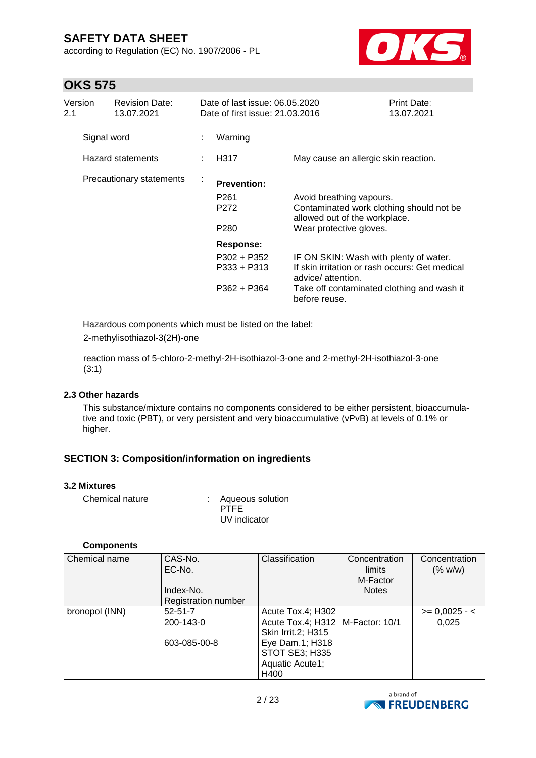Signal word : Warning

Hazard statements : H317 May cause an allergic skin reaction.

Precautionary statements :

**Prevention:**

P261 Avoid breathing vapours.
P272 Contaminated work clothing should not be allowed out of the workplace.
P280 Wear protective gloves.

**Response:**

P302 + P352 IF ON SKIN: Wash with plenty of water.
P333 + P313 If skin irritation or rash occurs: Get medical advice/ attention.
P362 + P364 Take off contaminated clothing and wash it before reuse.

Hazardous components which must be listed on the label:
2-methylisothiazol-3(2H)-one

reaction mass of 5-chloro-2-methyl-2H-isothiazol-3-one and 2-methyl-2H-isothiazol-3-one (3:1)

### 2.3 Other hazards

This substance/mixture contains no components considered to be either persistent, bioaccumulative and toxic (PBT), or very persistent and very bioaccumulative (vPvB) at levels of 0.1% or higher.

## SECTION 3: Composition/information on ingredients

### 3.2 Mixtures

Chemical nature : Aqueous solution
PTFE
UV indicator

**Components**

| Chemical name | CAS-No.<br>EC-No.<br><br>Index-No.<br>Registration number | Classification | Concentration limits<br>M-Factor<br>Notes | Concentration (% w/w) |
|---|---|---|---|---|
| bronopol (INN) | 52-51-7<br>200-143-0<br><br>603-085-00-8 | Acute Tox.4; H302<br>Acute Tox.4; H312<br>Skin Irrit.2; H315<br>Eye Dam.1; H318<br>STOT SE3; H335<br>Aquatic Acute1; H400 | <br>M-Factor: 10/1 | >= 0,0025 - < 0,025 |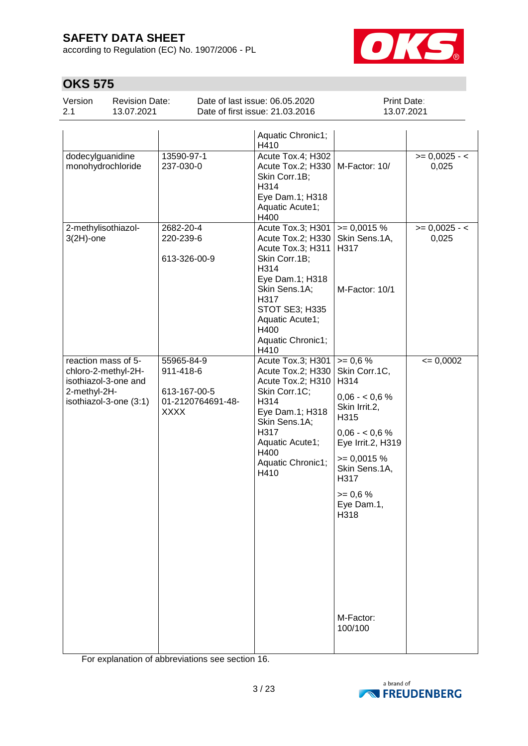# OKS 575

| Version 2.1 | Revision Date: 13.07.2021 | Date of last issue: 06.05.2020 Date of first issue: 21.03.2016 | Print Date: 13.07.2021 |
|---|---|---|---|

| | | | | |
|---|---|---|---|---|
| | | Aquatic Chronic1; H410 | | |
| dodecylguanidine monohydrochloride | 13590-97-1 237-030-0 | Acute Tox.4; H302 Acute Tox.2; H330 Skin Corr.1B; H314 Eye Dam.1; H318 Aquatic Acute1; H400 | M-Factor: 10/ | >= 0,0025 - < 0,025 |
| 2-methylisothiazol-3(2H)-one | 2682-20-4 220-239-6 613-326-00-9 | Acute Tox.3; H301 Acute Tox.2; H330 Acute Tox.3; H311 Skin Corr.1B; H314 Eye Dam.1; H318 Skin Sens.1A; H317 STOT SE3; H335 Aquatic Acute1; H400 Aquatic Chronic1; H410 | >= 0,0015 % Skin Sens.1A, H317 M-Factor: 10/1 | >= 0,0025 - < 0,025 |
| reaction mass of 5-chloro-2-methyl-2H-isothiazol-3-one and 2-methyl-2H-isothiazol-3-one (3:1) | 55965-84-9 911-418-6 613-167-00-5 01-2120764691-48-XXXX | Acute Tox.3; H301 Acute Tox.2; H330 Acute Tox.2; H310 Skin Corr.1C; H314 Eye Dam.1; H318 Skin Sens.1A; H317 Aquatic Acute1; H400 Aquatic Chronic1; H410 | >= 0,6 % Skin Corr.1C, H314 0,06 - < 0,6 % Skin Irrit.2, H315 0,06 - < 0,6 % Eye Irrit.2, H319 >= 0,0015 % Skin Sens.1A, H317 >= 0,6 % Eye Dam.1, H318 M-Factor: 100/100 | <= 0,0002 |

For explanation of abbreviations see section 16.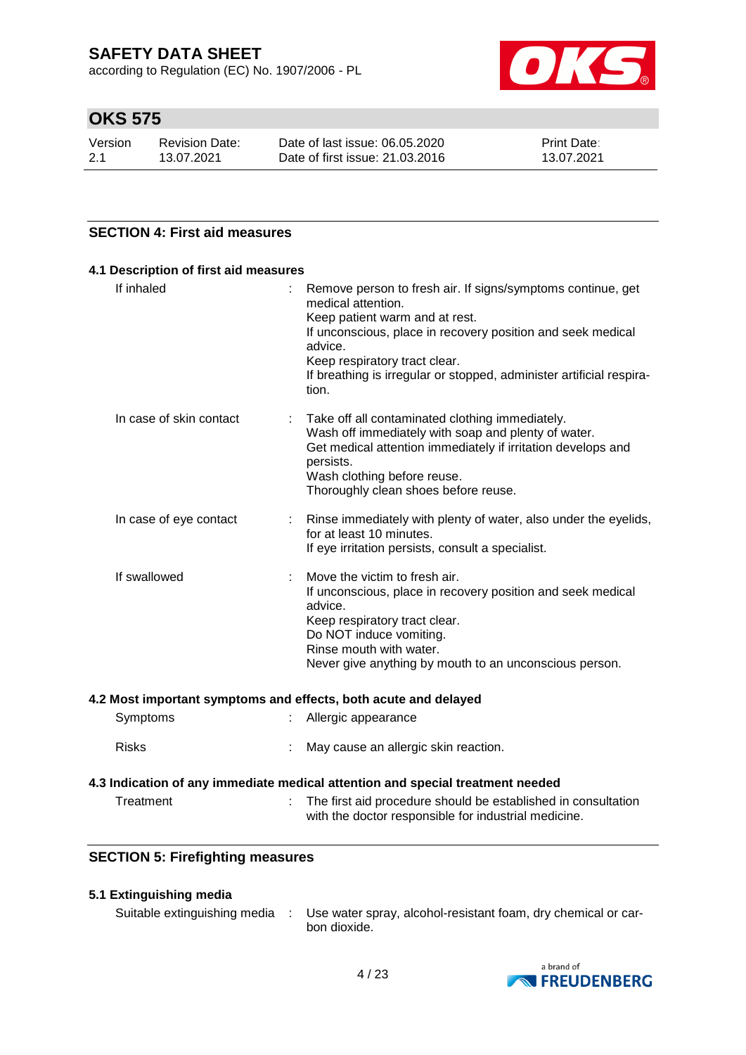## SECTION 4: First aid measures

### 4.1 Description of first aid measures

| | |
|---|---|
| If inhaled | Remove person to fresh air. If signs/symptoms continue, get medical attention.<br>Keep patient warm and at rest.<br>If unconscious, place in recovery position and seek medical advice.<br>Keep respiratory tract clear.<br>If breathing is irregular or stopped, administer artificial respiration. |
| In case of skin contact | Take off all contaminated clothing immediately.<br>Wash off immediately with soap and plenty of water.<br>Get medical attention immediately if irritation develops and persists.<br>Wash clothing before reuse.<br>Thoroughly clean shoes before reuse. |
| In case of eye contact | Rinse immediately with plenty of water, also under the eyelids, for at least 10 minutes.<br>If eye irritation persists, consult a specialist. |
| If swallowed | Move the victim to fresh air.<br>If unconscious, place in recovery position and seek medical advice.<br>Keep respiratory tract clear.<br>Do NOT induce vomiting.<br>Rinse mouth with water.<br>Never give anything by mouth to an unconscious person. |

### 4.2 Most important symptoms and effects, both acute and delayed

| | |
|---|---|
| Symptoms | Allergic appearance |
| Risks | May cause an allergic skin reaction. |

### 4.3 Indication of any immediate medical attention and special treatment needed

| | |
|---|---|
| Treatment | The first aid procedure should be established in consultation with the doctor responsible for industrial medicine. |

## SECTION 5: Firefighting measures

### 5.1 Extinguishing media

| | |
|---|---|
| Suitable extinguishing media | Use water spray, alcohol-resistant foam, dry chemical or carbon dioxide. |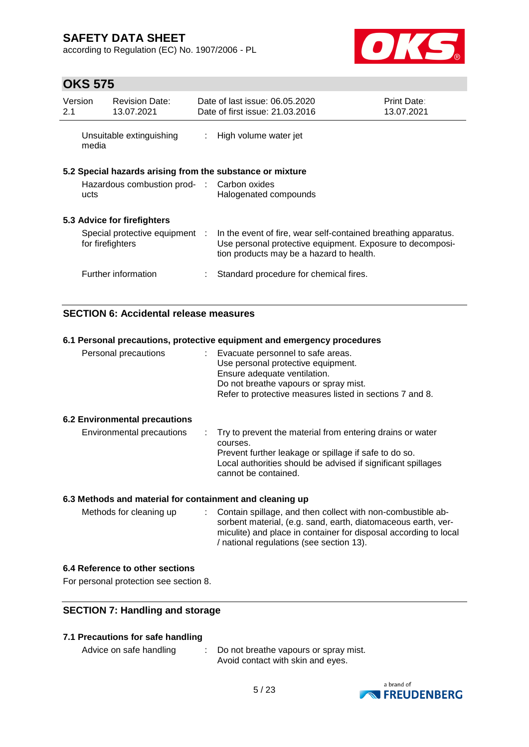| | | |
|---|---|---|
| Unsuitable extinguishing media | : | High volume water jet |

### 5.2 Special hazards arising from the substance or mixture

| | | |
|---|---|---|
| Hazardous combustion products | : | Carbon oxides<br>Halogenated compounds |

### 5.3 Advice for firefighters

| | | |
|---|---|---|
| Special protective equipment for firefighters | : | In the event of fire, wear self-contained breathing apparatus. Use personal protective equipment. Exposure to decomposition products may be a hazard to health. |
| Further information | : | Standard procedure for chemical fires. |

## SECTION 6: Accidental release measures

### 6.1 Personal precautions, protective equipment and emergency procedures

| | | |
|---|---|---|
| Personal precautions | : | Evacuate personnel to safe areas.<br>Use personal protective equipment.<br>Ensure adequate ventilation.<br>Do not breathe vapours or spray mist.<br>Refer to protective measures listed in sections 7 and 8. |

### 6.2 Environmental precautions

| | | |
|---|---|---|
| Environmental precautions | : | Try to prevent the material from entering drains or water courses.<br>Prevent further leakage or spillage if safe to do so.<br>Local authorities should be advised if significant spillages cannot be contained. |

### 6.3 Methods and material for containment and cleaning up

| | | |
|---|---|---|
| Methods for cleaning up | : | Contain spillage, and then collect with non-combustible absorbent material, (e.g. sand, earth, diatomaceous earth, vermiculite) and place in container for disposal according to local / national regulations (see section 13). |

### 6.4 Reference to other sections

For personal protection see section 8.

## SECTION 7: Handling and storage

### 7.1 Precautions for safe handling

| | | |
|---|---|---|
| Advice on safe handling | : | Do not breathe vapours or spray mist.<br>Avoid contact with skin and eyes. |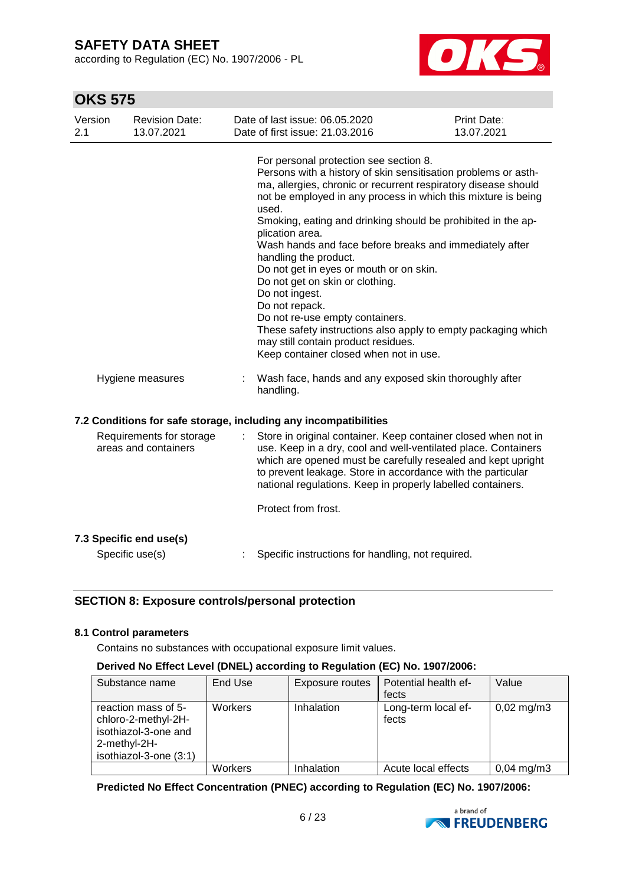For personal protection see section 8.
Persons with a history of skin sensitisation problems or asthma, allergies, chronic or recurrent respiratory disease should not be employed in any process in which this mixture is being used.
Smoking, eating and drinking should be prohibited in the application area.
Wash hands and face before breaks and immediately after handling the product.
Do not get in eyes or mouth or on skin.
Do not get on skin or clothing.
Do not ingest.
Do not repack.
Do not re-use empty containers.
These safety instructions also apply to empty packaging which may still contain product residues.
Keep container closed when not in use.

Hygiene measures : Wash face, hands and any exposed skin thoroughly after handling.

### 7.2 Conditions for safe storage, including any incompatibilities

Requirements for storage areas and containers : Store in original container. Keep container closed when not in use. Keep in a dry, cool and well-ventilated place. Containers which are opened must be carefully resealed and kept upright to prevent leakage. Store in accordance with the particular national regulations. Keep in properly labelled containers.

Protect from frost.

### 7.3 Specific end use(s)

Specific use(s) : Specific instructions for handling, not required.

## SECTION 8: Exposure controls/personal protection

### 8.1 Control parameters

Contains no substances with occupational exposure limit values.

**Derived No Effect Level (DNEL) according to Regulation (EC) No. 1907/2006:**

| Substance name | End Use | Exposure routes | Potential health effects | Value |
|---|---|---|---|---|
| reaction mass of 5-chloro-2-methyl-2H-isothiazol-3-one and 2-methyl-2H-isothiazol-3-one (3:1) | Workers | Inhalation | Long-term local effects | 0,02 mg/m3 |
| | Workers | Inhalation | Acute local effects | 0,04 mg/m3 |

**Predicted No Effect Concentration (PNEC) according to Regulation (EC) No. 1907/2006:**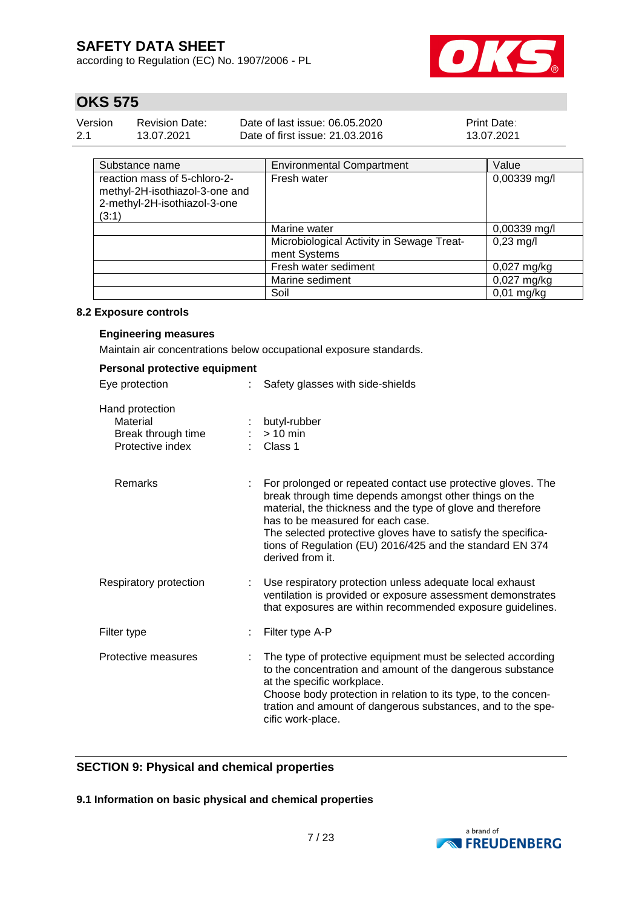| Substance name | Environmental Compartment | Value |
| --- | --- | --- |
| reaction mass of 5-chloro-2-methyl-2H-isothiazol-3-one and 2-methyl-2H-isothiazol-3-one (3:1) | Fresh water | 0,00339 mg/l |
| | Marine water | 0,00339 mg/l |
| | Microbiological Activity in Sewage Treatment Systems | 0,23 mg/l |
| | Fresh water sediment | 0,027 mg/kg |
| | Marine sediment | 0,027 mg/kg |
| | Soil | 0,01 mg/kg |

### 8.2 Exposure controls

**Engineering measures**

Maintain air concentrations below occupational exposure standards.

**Personal protective equipment**

Eye protection : Safety glasses with side-shields

Hand protection
- Material : butyl-rubber
- Break through time : > 10 min
- Protective index : Class 1

Remarks : For prolonged or repeated contact use protective gloves. The break through time depends amongst other things on the material, the thickness and the type of glove and therefore has to be measured for each case.
The selected protective gloves have to satisfy the specifications of Regulation (EU) 2016/425 and the standard EN 374 derived from it.

Respiratory protection : Use respiratory protection unless adequate local exhaust ventilation is provided or exposure assessment demonstrates that exposures are within recommended exposure guidelines.

Filter type : Filter type A-P

Protective measures : The type of protective equipment must be selected according to the concentration and amount of the dangerous substance at the specific workplace.
Choose body protection in relation to its type, to the concentration and amount of dangerous substances, and to the specific work-place.

## SECTION 9: Physical and chemical properties

### 9.1 Information on basic physical and chemical properties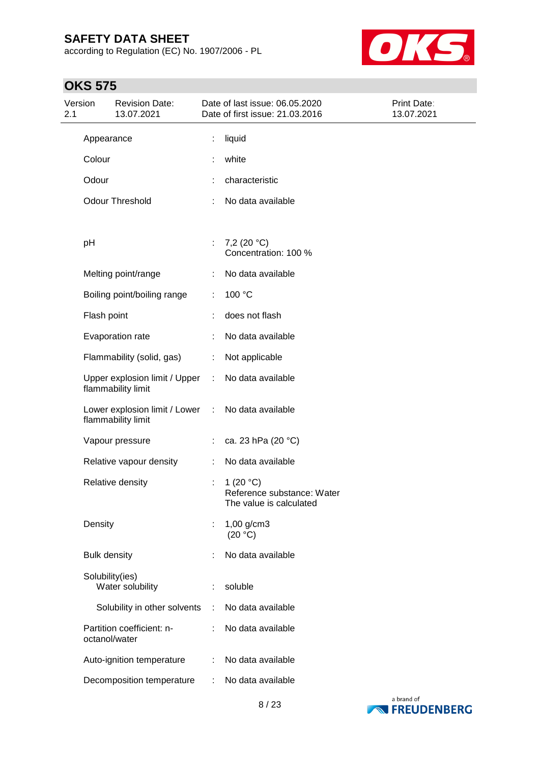| | | |
|---|---|---|
| Appearance | : | liquid |
| Colour | : | white |
| Odour | : | characteristic |
| Odour Threshold | : | No data available |
| pH | : | 7,2 (20 °C)<br>Concentration: 100 % |
| Melting point/range | : | No data available |
| Boiling point/boiling range | : | 100 °C |
| Flash point | : | does not flash |
| Evaporation rate | : | No data available |
| Flammability (solid, gas) | : | Not applicable |
| Upper explosion limit / Upper flammability limit | : | No data available |
| Lower explosion limit / Lower flammability limit | : | No data available |
| Vapour pressure | : | ca. 23 hPa (20 °C) |
| Relative vapour density | : | No data available |
| Relative density | : | 1 (20 °C)<br>Reference substance: Water<br>The value is calculated |
| Density | : | 1,00 g/cm3<br>(20 °C) |
| Bulk density | : | No data available |
| Solubility(ies)<br>Water solubility | : | soluble |
| Solubility in other solvents | : | No data available |
| Partition coefficient: n-octanol/water | : | No data available |
| Auto-ignition temperature | : | No data available |
| Decomposition temperature | : | No data available |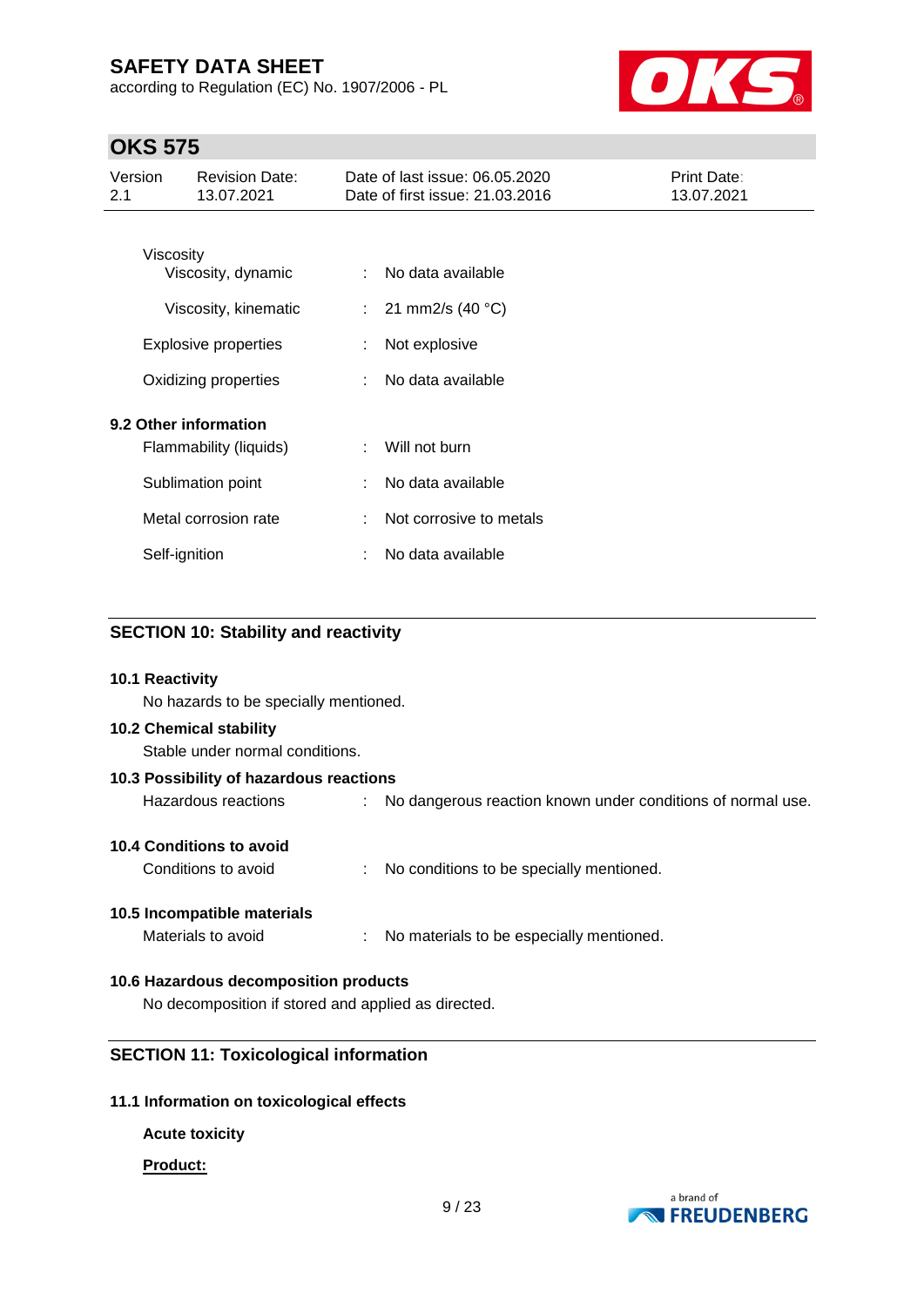Viscosity

| | | |
|---|---|---|
| Viscosity, dynamic | : | No data available |
| Viscosity, kinematic | : | 21 mm2/s (40 °C) |
| Explosive properties | : | Not explosive |
| Oxidizing properties | : | No data available |

**9.2 Other information**

| | | |
|---|---|---|
| Flammability (liquids) | : | Will not burn |
| Sublimation point | : | No data available |
| Metal corrosion rate | : | Not corrosive to metals |
| Self-ignition | : | No data available |

## SECTION 10: Stability and reactivity

**10.1 Reactivity**

No hazards to be specially mentioned.

**10.2 Chemical stability**

Stable under normal conditions.

**10.3 Possibility of hazardous reactions**

Hazardous reactions : No dangerous reaction known under conditions of normal use.

**10.4 Conditions to avoid**

Conditions to avoid : No conditions to be specially mentioned.

**10.5 Incompatible materials**

Materials to avoid : No materials to be especially mentioned.

**10.6 Hazardous decomposition products**

No decomposition if stored and applied as directed.

## SECTION 11: Toxicological information

**11.1 Information on toxicological effects**

**Acute toxicity**

**Product:**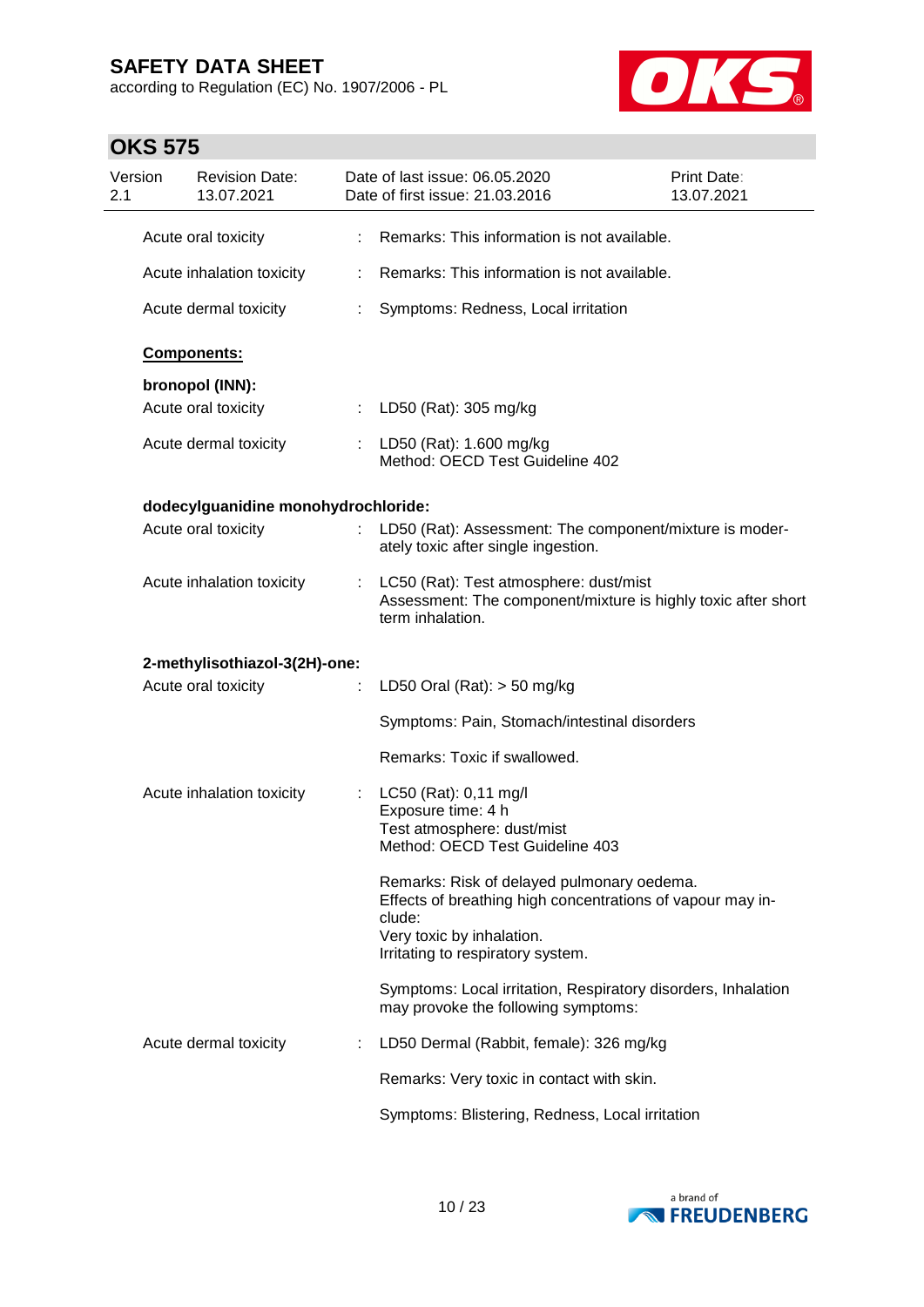| | | |
|---|---|---|
| Acute oral toxicity | : | Remarks: This information is not available. |
| Acute inhalation toxicity | : | Remarks: This information is not available. |
| Acute dermal toxicity | : | Symptoms: Redness, Local irritation |

**Components:**

**bronopol (INN):**

| | | |
|---|---|---|
| Acute oral toxicity | : | LD50 (Rat): 305 mg/kg |
| Acute dermal toxicity | : | LD50 (Rat): 1.600 mg/kg<br>Method: OECD Test Guideline 402 |

**dodecylguanidine monohydrochloride:**

| | | |
|---|---|---|
| Acute oral toxicity | : | LD50 (Rat): Assessment: The component/mixture is moderately toxic after single ingestion. |
| Acute inhalation toxicity | : | LC50 (Rat): Test atmosphere: dust/mist<br>Assessment: The component/mixture is highly toxic after short term inhalation. |

**2-methylisothiazol-3(2H)-one:**

| | | |
|---|---|---|
| Acute oral toxicity | : | LD50 Oral (Rat): > 50 mg/kg<br><br>Symptoms: Pain, Stomach/intestinal disorders<br><br>Remarks: Toxic if swallowed. |
| Acute inhalation toxicity | : | LC50 (Rat): 0,11 mg/l<br>Exposure time: 4 h<br>Test atmosphere: dust/mist<br>Method: OECD Test Guideline 403<br><br>Remarks: Risk of delayed pulmonary oedema.<br>Effects of breathing high concentrations of vapour may include:<br>Very toxic by inhalation.<br>Irritating to respiratory system.<br><br>Symptoms: Local irritation, Respiratory disorders, Inhalation may provoke the following symptoms: |
| Acute dermal toxicity | : | LD50 Dermal (Rabbit, female): 326 mg/kg<br><br>Remarks: Very toxic in contact with skin.<br><br>Symptoms: Blistering, Redness, Local irritation |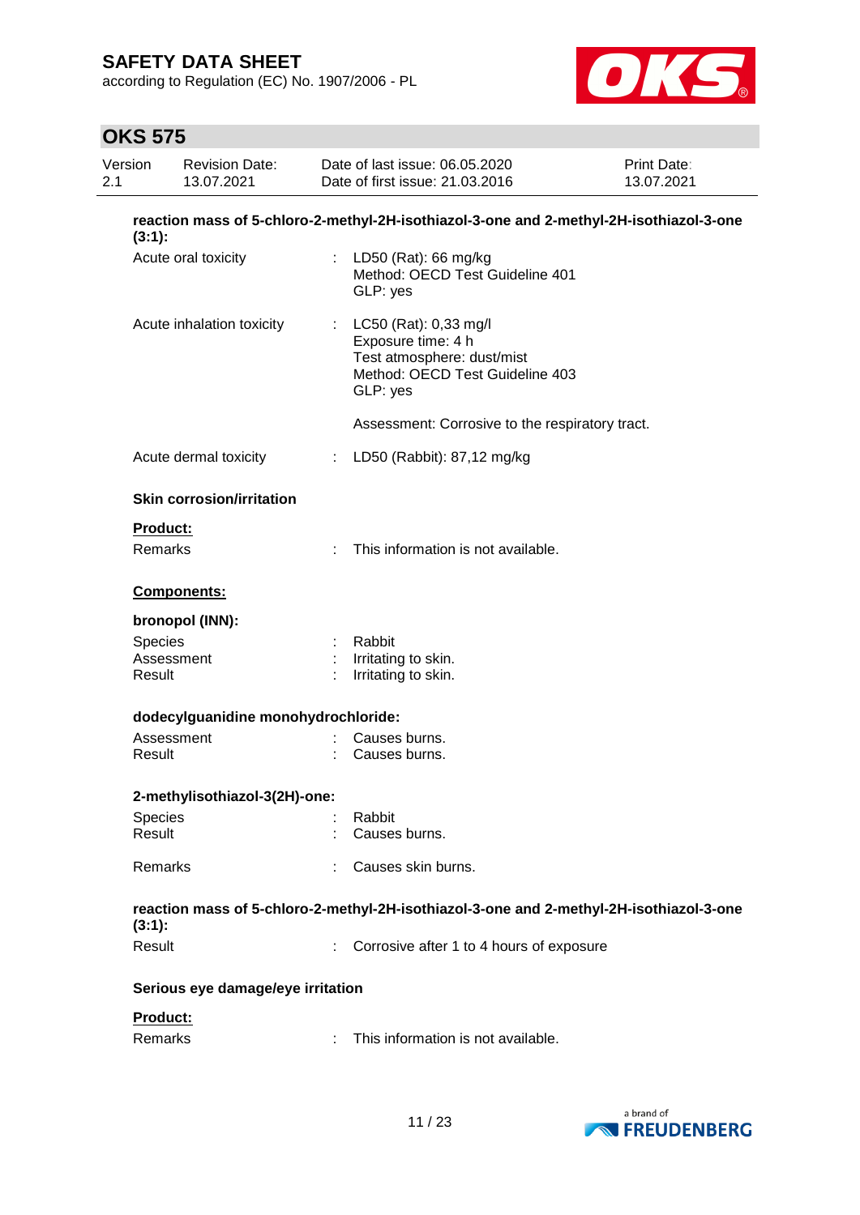**reaction mass of 5-chloro-2-methyl-2H-isothiazol-3-one and 2-methyl-2H-isothiazol-3-one (3:1):**

Acute oral toxicity : LD50 (Rat): 66 mg/kg
Method: OECD Test Guideline 401
GLP: yes

Acute inhalation toxicity : LC50 (Rat): 0,33 mg/l
Exposure time: 4 h
Test atmosphere: dust/mist
Method: OECD Test Guideline 403
GLP: yes

Assessment: Corrosive to the respiratory tract.

Acute dermal toxicity : LD50 (Rabbit): 87,12 mg/kg

**Skin corrosion/irritation**

**Product:**

Remarks : This information is not available.

**Components:**

**bronopol (INN):**

Species : Rabbit
Assessment : Irritating to skin.
Result : Irritating to skin.

**dodecylguanidine monohydrochloride:**

Assessment : Causes burns.
Result : Causes burns.

**2-methylisothiazol-3(2H)-one:**

Species : Rabbit
Result : Causes burns.

Remarks : Causes skin burns.

**reaction mass of 5-chloro-2-methyl-2H-isothiazol-3-one and 2-methyl-2H-isothiazol-3-one (3:1):**

Result : Corrosive after 1 to 4 hours of exposure

**Serious eye damage/eye irritation**

**Product:**

Remarks : This information is not available.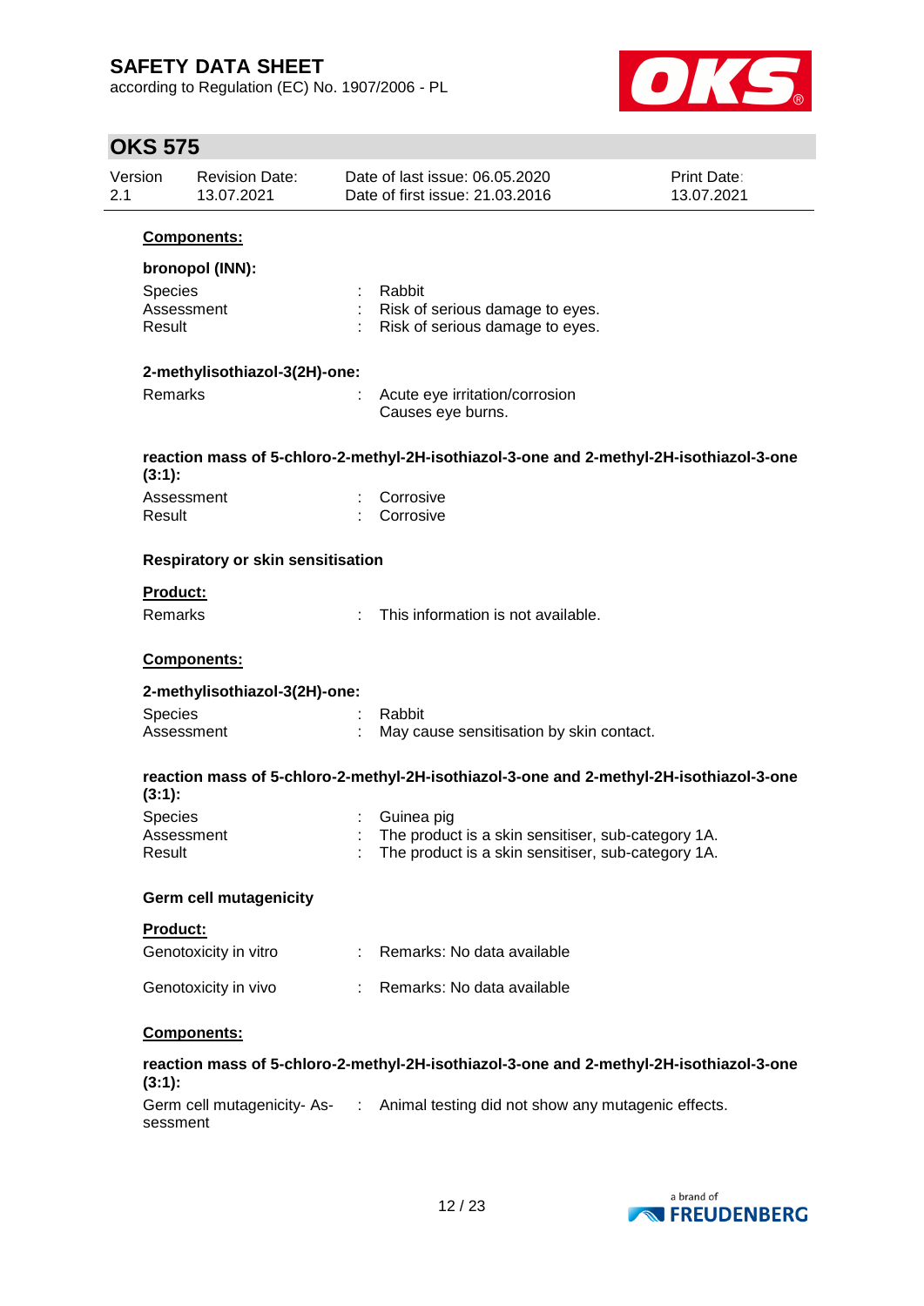**Components:**

**bronopol (INN):**

| | | |
|---|---|---|
| Species | : | Rabbit |
| Assessment | : | Risk of serious damage to eyes. |
| Result | : | Risk of serious damage to eyes. |

**2-methylisothiazol-3(2H)-one:**

| | | |
|---|---|---|
| Remarks | : | Acute eye irritation/corrosion<br>Causes eye burns. |

**reaction mass of 5-chloro-2-methyl-2H-isothiazol-3-one and 2-methyl-2H-isothiazol-3-one (3:1):**

| | | |
|---|---|---|
| Assessment | : | Corrosive |
| Result | : | Corrosive |

**Respiratory or skin sensitisation**

**Product:**

| | | |
|---|---|---|
| Remarks | : | This information is not available. |

**Components:**

**2-methylisothiazol-3(2H)-one:**

| | | |
|---|---|---|
| Species | : | Rabbit |
| Assessment | : | May cause sensitisation by skin contact. |

**reaction mass of 5-chloro-2-methyl-2H-isothiazol-3-one and 2-methyl-2H-isothiazol-3-one (3:1):**

| | | |
|---|---|---|
| Species | : | Guinea pig |
| Assessment | : | The product is a skin sensitiser, sub-category 1A. |
| Result | : | The product is a skin sensitiser, sub-category 1A. |

**Germ cell mutagenicity**

**Product:**

| | | |
|---|---|---|
| Genotoxicity in vitro | : | Remarks: No data available |
| Genotoxicity in vivo | : | Remarks: No data available |

**Components:**

**reaction mass of 5-chloro-2-methyl-2H-isothiazol-3-one and 2-methyl-2H-isothiazol-3-one (3:1):**

| | | |
|---|---|---|
| Germ cell mutagenicity- Assessment | : | Animal testing did not show any mutagenic effects. |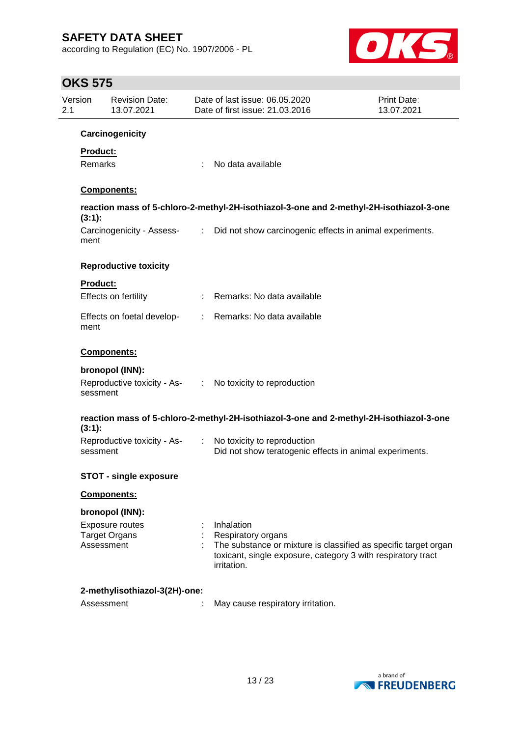### Carcinogenicity

**Product:**

Remarks : No data available

**Components:**

**reaction mass of 5-chloro-2-methyl-2H-isothiazol-3-one and 2-methyl-2H-isothiazol-3-one (3:1):**

Carcinogenicity - Assessment : Did not show carcinogenic effects in animal experiments.

### Reproductive toxicity

**Product:**

Effects on fertility : Remarks: No data available

Effects on foetal development : Remarks: No data available

**Components:**

**bronopol (INN):**

Reproductive toxicity - Assessment : No toxicity to reproduction

**reaction mass of 5-chloro-2-methyl-2H-isothiazol-3-one and 2-methyl-2H-isothiazol-3-one (3:1):**

Reproductive toxicity - Assessment : No toxicity to reproduction
Did not show teratogenic effects in animal experiments.

### STOT - single exposure

**Components:**

**bronopol (INN):**

Exposure routes : Inhalation
Target Organs : Respiratory organs
Assessment : The substance or mixture is classified as specific target organ toxicant, single exposure, category 3 with respiratory tract irritation.

**2-methylisothiazol-3(2H)-one:**

Assessment : May cause respiratory irritation.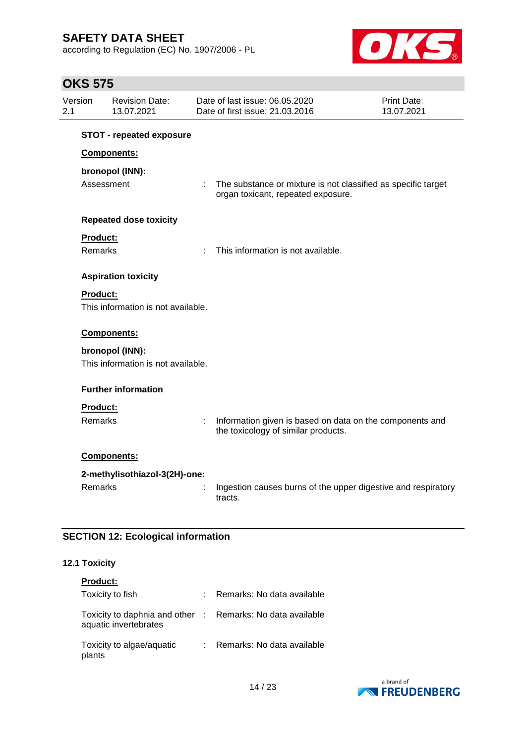**STOT - repeated exposure**

**Components:**

**bronopol (INN):**

| | | |
|---|---|---|
| Assessment | : | The substance or mixture is not classified as specific target organ toxicant, repeated exposure. |

**Repeated dose toxicity**

**Product:**

| | | |
|---|---|---|
| Remarks | : | This information is not available. |

**Aspiration toxicity**

**Product:**

This information is not available.

**Components:**

**bronopol (INN):**

This information is not available.

**Further information**

**Product:**

| | | |
|---|---|---|
| Remarks | : | Information given is based on data on the components and the toxicology of similar products. |

**Components:**

**2-methylisothiazol-3(2H)-one:**

| | | |
|---|---|---|
| Remarks | : | Ingestion causes burns of the upper digestive and respiratory tracts. |

## SECTION 12: Ecological information

### 12.1 Toxicity

**Product:**

| | | |
|---|---|---|
| Toxicity to fish | : | Remarks: No data available |
| Toxicity to daphnia and other aquatic invertebrates | : | Remarks: No data available |
| Toxicity to algae/aquatic plants | : | Remarks: No data available |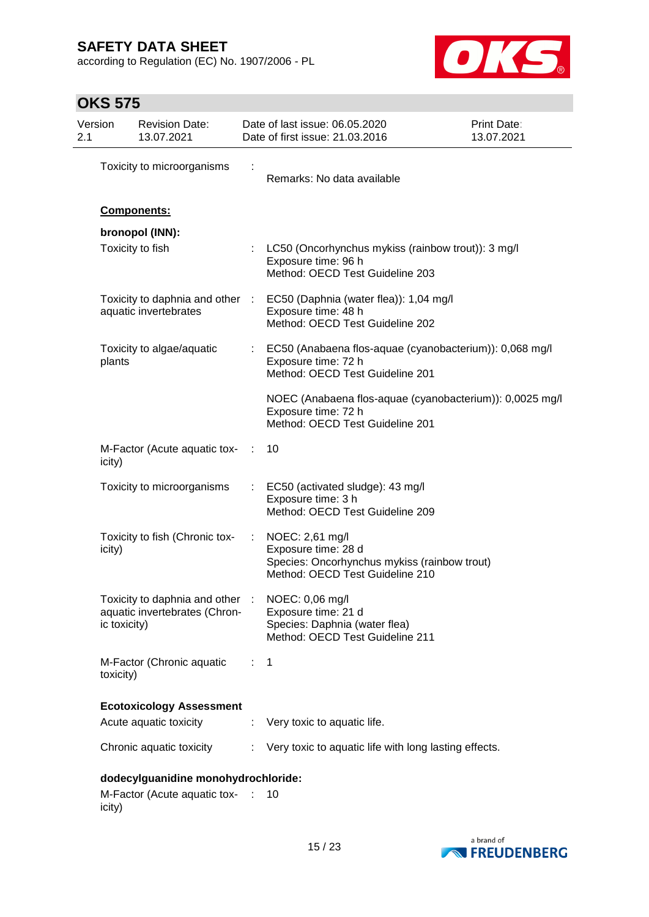Toxicity to microorganisms : Remarks: No data available

**Components:**

**bronopol (INN):**

| | | |
|---|---|---|
| Toxicity to fish | : | LC50 (Oncorhynchus mykiss (rainbow trout)): 3 mg/l<br>Exposure time: 96 h<br>Method: OECD Test Guideline 203 |
| Toxicity to daphnia and other aquatic invertebrates | : | EC50 (Daphnia (water flea)): 1,04 mg/l<br>Exposure time: 48 h<br>Method: OECD Test Guideline 202 |
| Toxicity to algae/aquatic plants | : | EC50 (Anabaena flos-aquae (cyanobacterium)): 0,068 mg/l<br>Exposure time: 72 h<br>Method: OECD Test Guideline 201<br><br>NOEC (Anabaena flos-aquae (cyanobacterium)): 0,0025 mg/l<br>Exposure time: 72 h<br>Method: OECD Test Guideline 201 |
| M-Factor (Acute aquatic toxicity) | : | 10 |
| Toxicity to microorganisms | : | EC50 (activated sludge): 43 mg/l<br>Exposure time: 3 h<br>Method: OECD Test Guideline 209 |
| Toxicity to fish (Chronic toxicity) | : | NOEC: 2,61 mg/l<br>Exposure time: 28 d<br>Species: Oncorhynchus mykiss (rainbow trout)<br>Method: OECD Test Guideline 210 |
| Toxicity to daphnia and other aquatic invertebrates (Chronic toxicity) | : | NOEC: 0,06 mg/l<br>Exposure time: 21 d<br>Species: Daphnia (water flea)<br>Method: OECD Test Guideline 211 |
| M-Factor (Chronic aquatic toxicity) | : | 1 |

**Ecotoxicology Assessment**

| | | |
|---|---|---|
| Acute aquatic toxicity | : | Very toxic to aquatic life. |
| Chronic aquatic toxicity | : | Very toxic to aquatic life with long lasting effects. |

**dodecylguanidine monohydrochloride:**

| | | |
|---|---|---|
| M-Factor (Acute aquatic toxicity) | : | 10 |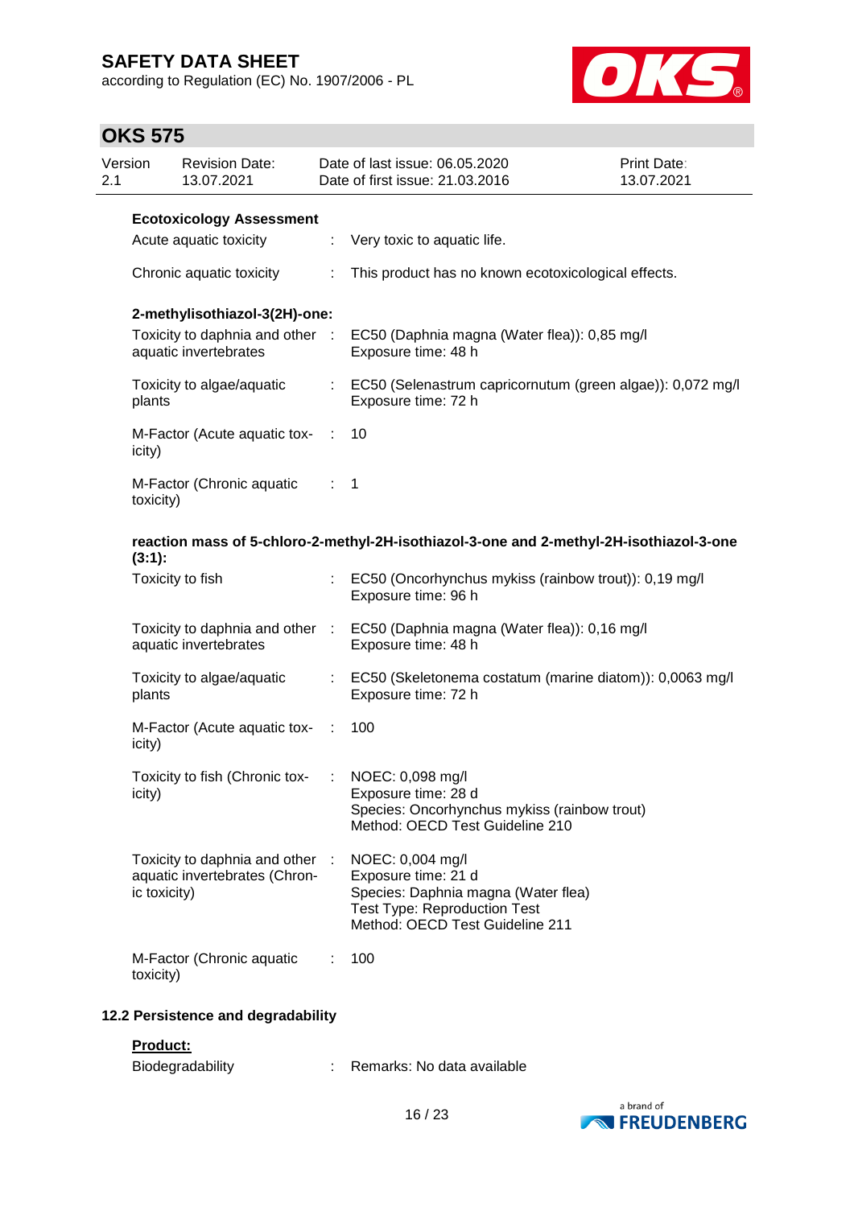**Ecotoxicology Assessment**

Acute aquatic toxicity : Very toxic to aquatic life.

Chronic aquatic toxicity : This product has no known ecotoxicological effects.

**2-methylisothiazol-3(2H)-one:**

Toxicity to daphnia and other aquatic invertebrates : EC50 (Daphnia magna (Water flea)): 0,85 mg/l
Exposure time: 48 h

Toxicity to algae/aquatic plants : EC50 (Selenastrum capricornutum (green algae)): 0,072 mg/l
Exposure time: 72 h

M-Factor (Acute aquatic toxicity) : 10

M-Factor (Chronic aquatic toxicity) : 1

**reaction mass of 5-chloro-2-methyl-2H-isothiazol-3-one and 2-methyl-2H-isothiazol-3-one (3:1):**

Toxicity to fish : EC50 (Oncorhynchus mykiss (rainbow trout)): 0,19 mg/l
Exposure time: 96 h

Toxicity to daphnia and other aquatic invertebrates : EC50 (Daphnia magna (Water flea)): 0,16 mg/l
Exposure time: 48 h

Toxicity to algae/aquatic plants : EC50 (Skeletonema costatum (marine diatom)): 0,0063 mg/l
Exposure time: 72 h

M-Factor (Acute aquatic toxicity) : 100

Toxicity to fish (Chronic toxicity) : NOEC: 0,098 mg/l
Exposure time: 28 d
Species: Oncorhynchus mykiss (rainbow trout)
Method: OECD Test Guideline 210

Toxicity to daphnia and other aquatic invertebrates (Chronic toxicity) : NOEC: 0,004 mg/l
Exposure time: 21 d
Species: Daphnia magna (Water flea)
Test Type: Reproduction Test
Method: OECD Test Guideline 211

M-Factor (Chronic aquatic toxicity) : 100

## 12.2 Persistence and degradability

**Product:**

Biodegradability : Remarks: No data available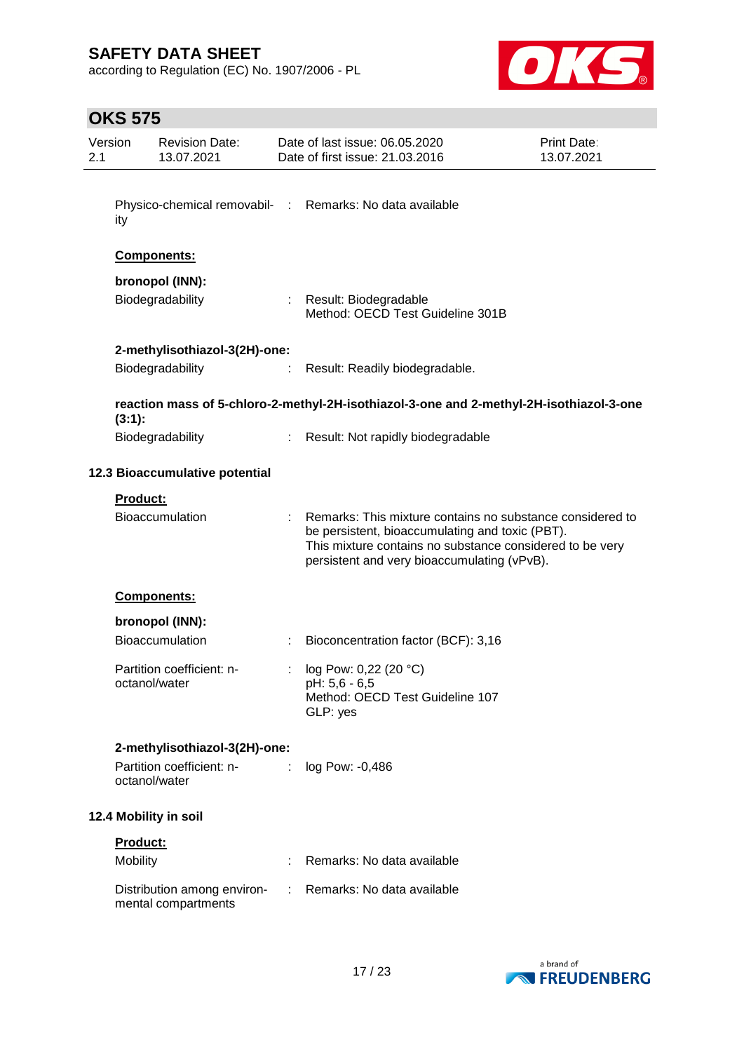Physico-chemical removability : Remarks: No data available

**Components:**

**bronopol (INN):**

| | |
|---|---|
| Biodegradability | : Result: Biodegradable<br>Method: OECD Test Guideline 301B |

**2-methylisothiazol-3(2H)-one:**

| | |
|---|---|
| Biodegradability | : Result: Readily biodegradable. |

**reaction mass of 5-chloro-2-methyl-2H-isothiazol-3-one and 2-methyl-2H-isothiazol-3-one (3:1):**

| | |
|---|---|
| Biodegradability | : Result: Not rapidly biodegradable |

### 12.3 Bioaccumulative potential

**Product:**

| | |
|---|---|
| Bioaccumulation | : Remarks: This mixture contains no substance considered to be persistent, bioaccumulating and toxic (PBT).<br>This mixture contains no substance considered to be very persistent and very bioaccumulating (vPvB). |

**Components:**

**bronopol (INN):**

| | |
|---|---|
| Bioaccumulation | : Bioconcentration factor (BCF): 3,16 |
| Partition coefficient: n-octanol/water | : log Pow: 0,22 (20 °C)<br>pH: 5,6 - 6,5<br>Method: OECD Test Guideline 107<br>GLP: yes |

**2-methylisothiazol-3(2H)-one:**

| | |
|---|---|
| Partition coefficient: n-octanol/water | : log Pow: -0,486 |

### 12.4 Mobility in soil

**Product:**

| | |
|---|---|
| Mobility | : Remarks: No data available |
| Distribution among environmental compartments | : Remarks: No data available |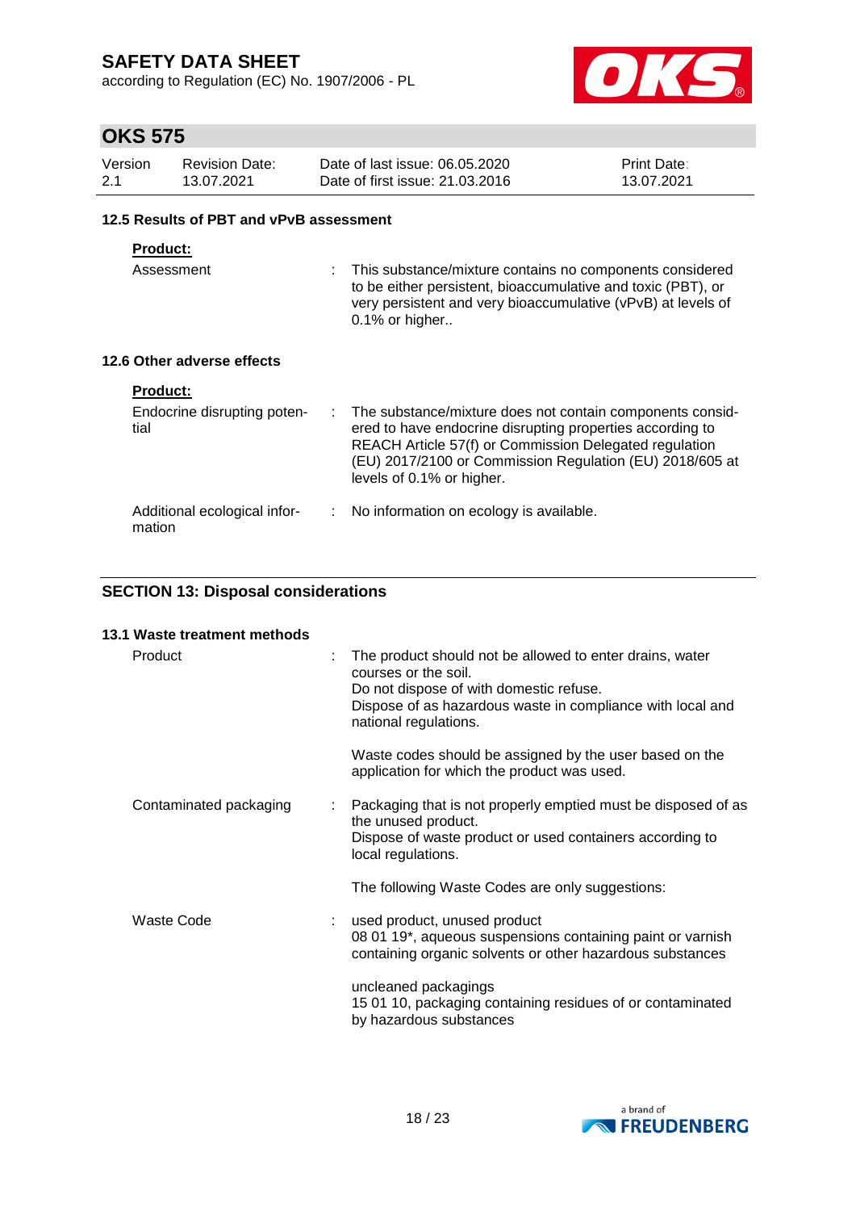### 12.5 Results of PBT and vPvB assessment

**Product:**

Assessment : This substance/mixture contains no components considered to be either persistent, bioaccumulative and toxic (PBT), or very persistent and very bioaccumulative (vPvB) at levels of 0.1% or higher..

### 12.6 Other adverse effects

**Product:**

Endocrine disrupting potential : The substance/mixture does not contain components considered to have endocrine disrupting properties according to REACH Article 57(f) or Commission Delegated regulation (EU) 2017/2100 or Commission Regulation (EU) 2018/605 at levels of 0.1% or higher.

Additional ecological information : No information on ecology is available.

## SECTION 13: Disposal considerations

### 13.1 Waste treatment methods

Product : The product should not be allowed to enter drains, water courses or the soil.
Do not dispose of with domestic refuse.
Dispose of as hazardous waste in compliance with local and national regulations.

Waste codes should be assigned by the user based on the application for which the product was used.

Contaminated packaging : Packaging that is not properly emptied must be disposed of as the unused product.
Dispose of waste product or used containers according to local regulations.

The following Waste Codes are only suggestions:

Waste Code : used product, unused product
08 01 19*, aqueous suspensions containing paint or varnish containing organic solvents or other hazardous substances

uncleaned packagings
15 01 10, packaging containing residues of or contaminated by hazardous substances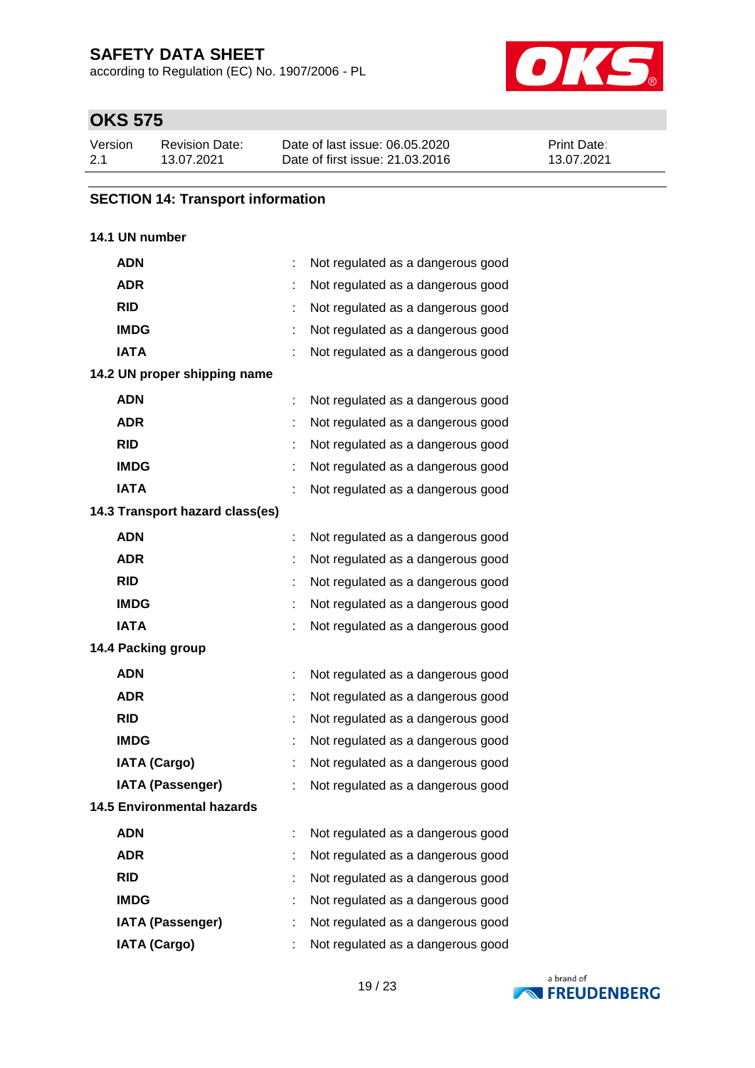## SECTION 14: Transport information

**14.1 UN number**

| | | |
|---|---|---|
| **ADN** | : | Not regulated as a dangerous good |
| **ADR** | : | Not regulated as a dangerous good |
| **RID** | : | Not regulated as a dangerous good |
| **IMDG** | : | Not regulated as a dangerous good |
| **IATA** | : | Not regulated as a dangerous good |

**14.2 UN proper shipping name**

| | | |
|---|---|---|
| **ADN** | : | Not regulated as a dangerous good |
| **ADR** | : | Not regulated as a dangerous good |
| **RID** | : | Not regulated as a dangerous good |
| **IMDG** | : | Not regulated as a dangerous good |
| **IATA** | : | Not regulated as a dangerous good |

**14.3 Transport hazard class(es)**

| | | |
|---|---|---|
| **ADN** | : | Not regulated as a dangerous good |
| **ADR** | : | Not regulated as a dangerous good |
| **RID** | : | Not regulated as a dangerous good |
| **IMDG** | : | Not regulated as a dangerous good |
| **IATA** | : | Not regulated as a dangerous good |

**14.4 Packing group**

| | | |
|---|---|---|
| **ADN** | : | Not regulated as a dangerous good |
| **ADR** | : | Not regulated as a dangerous good |
| **RID** | : | Not regulated as a dangerous good |
| **IMDG** | : | Not regulated as a dangerous good |
| **IATA (Cargo)** | : | Not regulated as a dangerous good |
| **IATA (Passenger)** | : | Not regulated as a dangerous good |

**14.5 Environmental hazards**

| | | |
|---|---|---|
| **ADN** | : | Not regulated as a dangerous good |
| **ADR** | : | Not regulated as a dangerous good |
| **RID** | : | Not regulated as a dangerous good |
| **IMDG** | : | Not regulated as a dangerous good |
| **IATA (Passenger)** | : | Not regulated as a dangerous good |
| **IATA (Cargo)** | : | Not regulated as a dangerous good |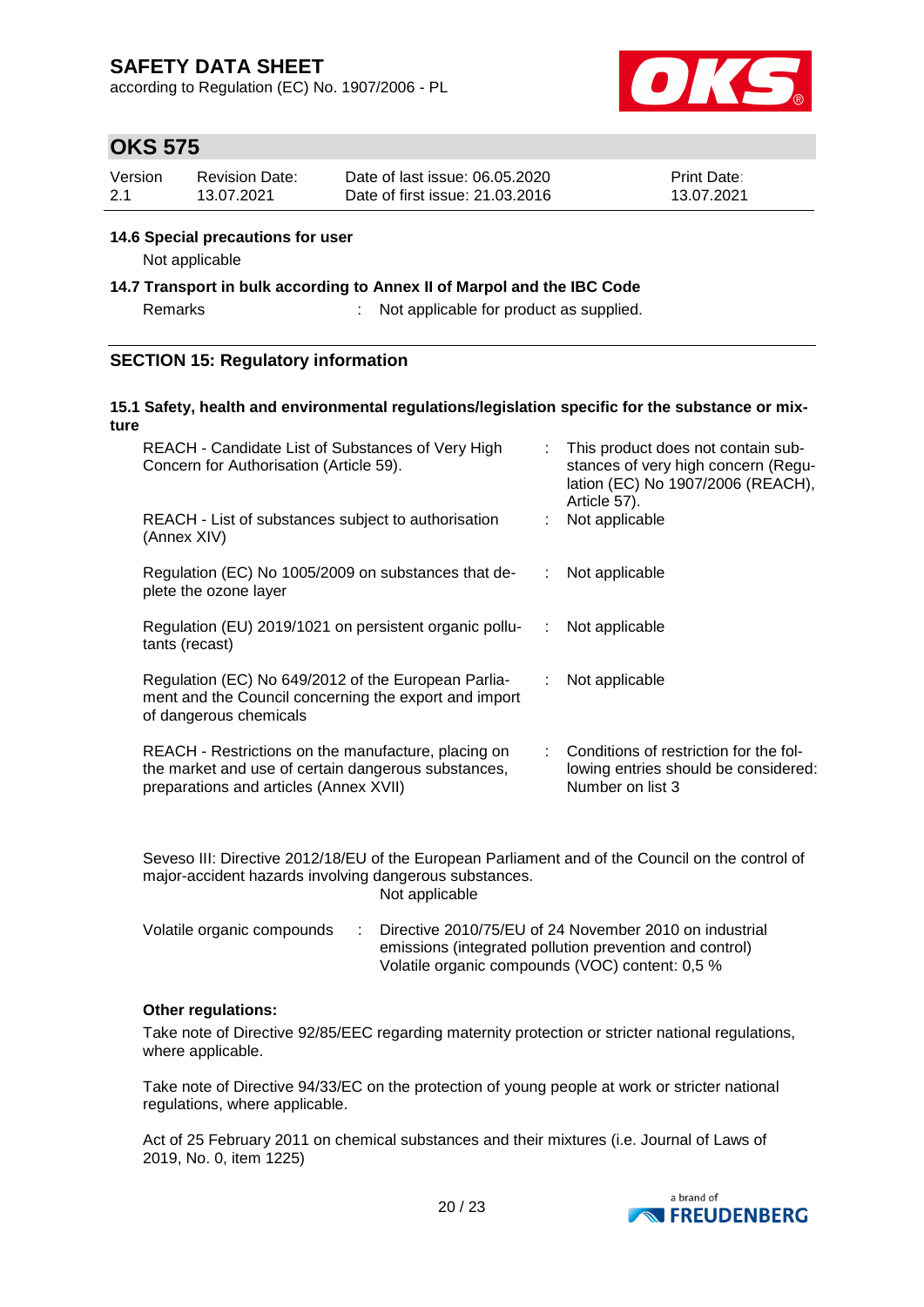### 14.6 Special precautions for user

Not applicable

### 14.7 Transport in bulk according to Annex II of Marpol and the IBC Code

Remarks : Not applicable for product as supplied.

## SECTION 15: Regulatory information

### 15.1 Safety, health and environmental regulations/legislation specific for the substance or mixture

| | |
|---|---|
| REACH - Candidate List of Substances of Very High Concern for Authorisation (Article 59). | : This product does not contain substances of very high concern (Regulation (EC) No 1907/2006 (REACH), Article 57). |
| REACH - List of substances subject to authorisation (Annex XIV) | : Not applicable |
| Regulation (EC) No 1005/2009 on substances that deplete the ozone layer | : Not applicable |
| Regulation (EU) 2019/1021 on persistent organic pollutants (recast) | : Not applicable |
| Regulation (EC) No 649/2012 of the European Parliament and the Council concerning the export and import of dangerous chemicals | : Not applicable |
| REACH - Restrictions on the manufacture, placing on the market and use of certain dangerous substances, preparations and articles (Annex XVII) | : Conditions of restriction for the following entries should be considered: Number on list 3 |

Seveso III: Directive 2012/18/EU of the European Parliament and of the Council on the control of major-accident hazards involving dangerous substances.
Not applicable

Volatile organic compounds : Directive 2010/75/EU of 24 November 2010 on industrial emissions (integrated pollution prevention and control)
Volatile organic compounds (VOC) content: 0,5 %

**Other regulations:**

Take note of Directive 92/85/EEC regarding maternity protection or stricter national regulations, where applicable.

Take note of Directive 94/33/EC on the protection of young people at work or stricter national regulations, where applicable.

Act of 25 February 2011 on chemical substances and their mixtures (i.e. Journal of Laws of 2019, No. 0, item 1225)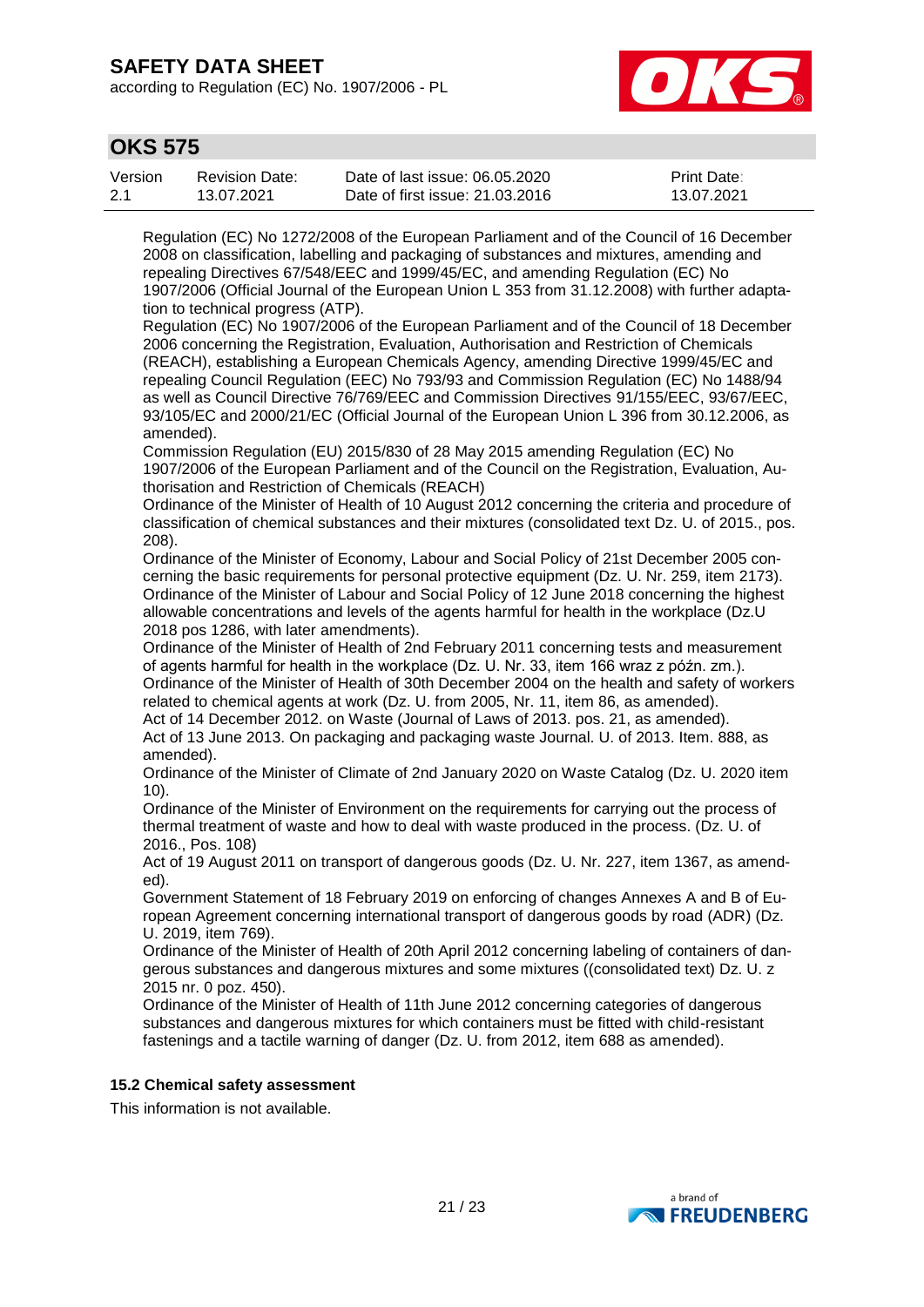Regulation (EC) No 1272/2008 of the European Parliament and of the Council of 16 December 2008 on classification, labelling and packaging of substances and mixtures, amending and repealing Directives 67/548/EEC and 1999/45/EC, and amending Regulation (EC) No 1907/2006 (Official Journal of the European Union L 353 from 31.12.2008) with further adaptation to technical progress (ATP).

Regulation (EC) No 1907/2006 of the European Parliament and of the Council of 18 December 2006 concerning the Registration, Evaluation, Authorisation and Restriction of Chemicals (REACH), establishing a European Chemicals Agency, amending Directive 1999/45/EC and repealing Council Regulation (EEC) No 793/93 and Commission Regulation (EC) No 1488/94 as well as Council Directive 76/769/EEC and Commission Directives 91/155/EEC, 93/67/EEC, 93/105/EC and 2000/21/EC (Official Journal of the European Union L 396 from 30.12.2006, as amended).

Commission Regulation (EU) 2015/830 of 28 May 2015 amending Regulation (EC) No 1907/2006 of the European Parliament and of the Council on the Registration, Evaluation, Authorisation and Restriction of Chemicals (REACH)

Ordinance of the Minister of Health of 10 August 2012 concerning the criteria and procedure of classification of chemical substances and their mixtures (consolidated text Dz. U. of 2015., pos. 208).

Ordinance of the Minister of Economy, Labour and Social Policy of 21st December 2005 concerning the basic requirements for personal protective equipment (Dz. U. Nr. 259, item 2173).

Ordinance of the Minister of Labour and Social Policy of 12 June 2018 concerning the highest allowable concentrations and levels of the agents harmful for health in the workplace (Dz.U 2018 pos 1286, with later amendments).

Ordinance of the Minister of Health of 2nd February 2011 concerning tests and measurement of agents harmful for health in the workplace (Dz. U. Nr. 33, item 166 wraz z późn. zm.).

Ordinance of the Minister of Health of 30th December 2004 on the health and safety of workers related to chemical agents at work (Dz. U. from 2005, Nr. 11, item 86, as amended).

Act of 14 December 2012. on Waste (Journal of Laws of 2013. pos. 21, as amended).

Act of 13 June 2013. On packaging and packaging waste Journal. U. of 2013. Item. 888, as amended).

Ordinance of the Minister of Climate of 2nd January 2020 on Waste Catalog (Dz. U. 2020 item 10).

Ordinance of the Minister of Environment on the requirements for carrying out the process of thermal treatment of waste and how to deal with waste produced in the process. (Dz. U. of 2016., Pos. 108)

Act of 19 August 2011 on transport of dangerous goods (Dz. U. Nr. 227, item 1367, as amended).

Government Statement of 18 February 2019 on enforcing of changes Annexes A and B of European Agreement concerning international transport of dangerous goods by road (ADR) (Dz. U. 2019, item 769).

Ordinance of the Minister of Health of 20th April 2012 concerning labeling of containers of dangerous substances and dangerous mixtures and some mixtures ((consolidated text) Dz. U. z 2015 nr. 0 poz. 450).

Ordinance of the Minister of Health of 11th June 2012 concerning categories of dangerous substances and dangerous mixtures for which containers must be fitted with child-resistant fastenings and a tactile warning of danger (Dz. U. from 2012, item 688 as amended).

### 15.2 Chemical safety assessment

This information is not available.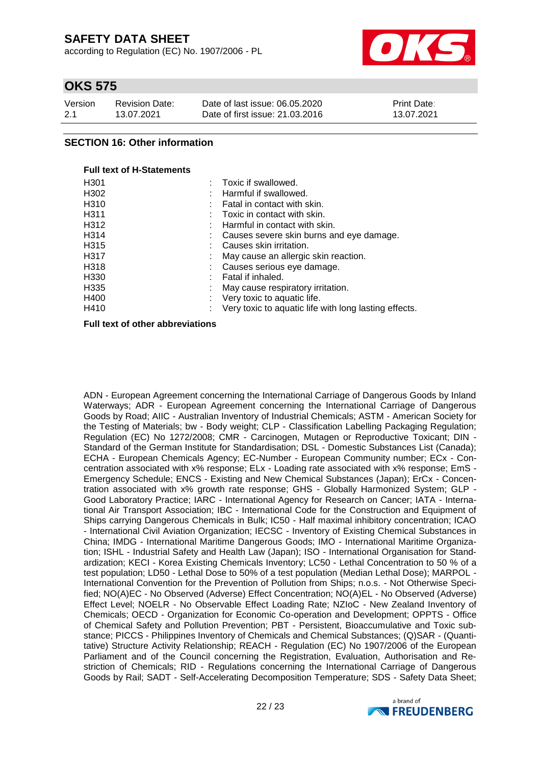## SECTION 16: Other information

**Full text of H-Statements**

| | |
|---|---|
| H301 | : Toxic if swallowed. |
| H302 | : Harmful if swallowed. |
| H310 | : Fatal in contact with skin. |
| H311 | : Toxic in contact with skin. |
| H312 | : Harmful in contact with skin. |
| H314 | : Causes severe skin burns and eye damage. |
| H315 | : Causes skin irritation. |
| H317 | : May cause an allergic skin reaction. |
| H318 | : Causes serious eye damage. |
| H330 | : Fatal if inhaled. |
| H335 | : May cause respiratory irritation. |
| H400 | : Very toxic to aquatic life. |
| H410 | : Very toxic to aquatic life with long lasting effects. |

**Full text of other abbreviations**

ADN - European Agreement concerning the International Carriage of Dangerous Goods by Inland Waterways; ADR - European Agreement concerning the International Carriage of Dangerous Goods by Road; AIIC - Australian Inventory of Industrial Chemicals; ASTM - American Society for the Testing of Materials; bw - Body weight; CLP - Classification Labelling Packaging Regulation; Regulation (EC) No 1272/2008; CMR - Carcinogen, Mutagen or Reproductive Toxicant; DIN - Standard of the German Institute for Standardisation; DSL - Domestic Substances List (Canada); ECHA - European Chemicals Agency; EC-Number - European Community number; ECx - Concentration associated with x% response; ELx - Loading rate associated with x% response; EmS - Emergency Schedule; ENCS - Existing and New Chemical Substances (Japan); ErCx - Concentration associated with x% growth rate response; GHS - Globally Harmonized System; GLP - Good Laboratory Practice; IARC - International Agency for Research on Cancer; IATA - International Air Transport Association; IBC - International Code for the Construction and Equipment of Ships carrying Dangerous Chemicals in Bulk; IC50 - Half maximal inhibitory concentration; ICAO - International Civil Aviation Organization; IECSC - Inventory of Existing Chemical Substances in China; IMDG - International Maritime Dangerous Goods; IMO - International Maritime Organization; ISHL - Industrial Safety and Health Law (Japan); ISO - International Organisation for Standardization; KECI - Korea Existing Chemicals Inventory; LC50 - Lethal Concentration to 50 % of a test population; LD50 - Lethal Dose to 50% of a test population (Median Lethal Dose); MARPOL - International Convention for the Prevention of Pollution from Ships; n.o.s. - Not Otherwise Specified; NO(A)EC - No Observed (Adverse) Effect Concentration; NO(A)EL - No Observed (Adverse) Effect Level; NOELR - No Observable Effect Loading Rate; NZIoC - New Zealand Inventory of Chemicals; OECD - Organization for Economic Co-operation and Development; OPPTS - Office of Chemical Safety and Pollution Prevention; PBT - Persistent, Bioaccumulative and Toxic substance; PICCS - Philippines Inventory of Chemicals and Chemical Substances; (Q)SAR - (Quantitative) Structure Activity Relationship; REACH - Regulation (EC) No 1907/2006 of the European Parliament and of the Council concerning the Registration, Evaluation, Authorisation and Restriction of Chemicals; RID - Regulations concerning the International Carriage of Dangerous Goods by Rail; SADT - Self-Accelerating Decomposition Temperature; SDS - Safety Data Sheet;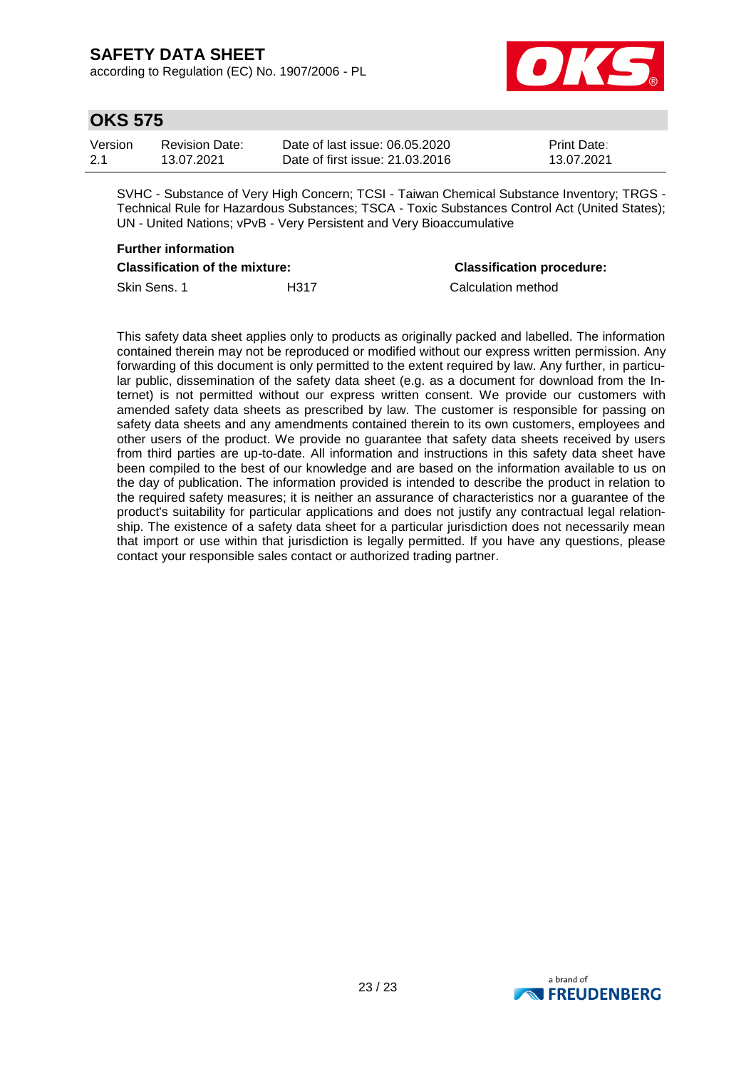SVHC - Substance of Very High Concern; TCSI - Taiwan Chemical Substance Inventory; TRGS - Technical Rule for Hazardous Substances; TSCA - Toxic Substances Control Act (United States); UN - United Nations; vPvB - Very Persistent and Very Bioaccumulative

**Further information**

| **Classification of the mixture:** | | **Classification procedure:** |
|---|---|---|
| Skin Sens. 1 | H317 | Calculation method |

This safety data sheet applies only to products as originally packed and labelled. The information contained therein may not be reproduced or modified without our express written permission. Any forwarding of this document is only permitted to the extent required by law. Any further, in particular public, dissemination of the safety data sheet (e.g. as a document for download from the Internet) is not permitted without our express written consent. We provide our customers with amended safety data sheets as prescribed by law. The customer is responsible for passing on safety data sheets and any amendments contained therein to its own customers, employees and other users of the product. We provide no guarantee that safety data sheets received by users from third parties are up-to-date. All information and instructions in this safety data sheet have been compiled to the best of our knowledge and are based on the information available to us on the day of publication. The information provided is intended to describe the product in relation to the required safety measures; it is neither an assurance of characteristics nor a guarantee of the product's suitability for particular applications and does not justify any contractual legal relationship. The existence of a safety data sheet for a particular jurisdiction does not necessarily mean that import or use within that jurisdiction is legally permitted. If you have any questions, please contact your responsible sales contact or authorized trading partner.